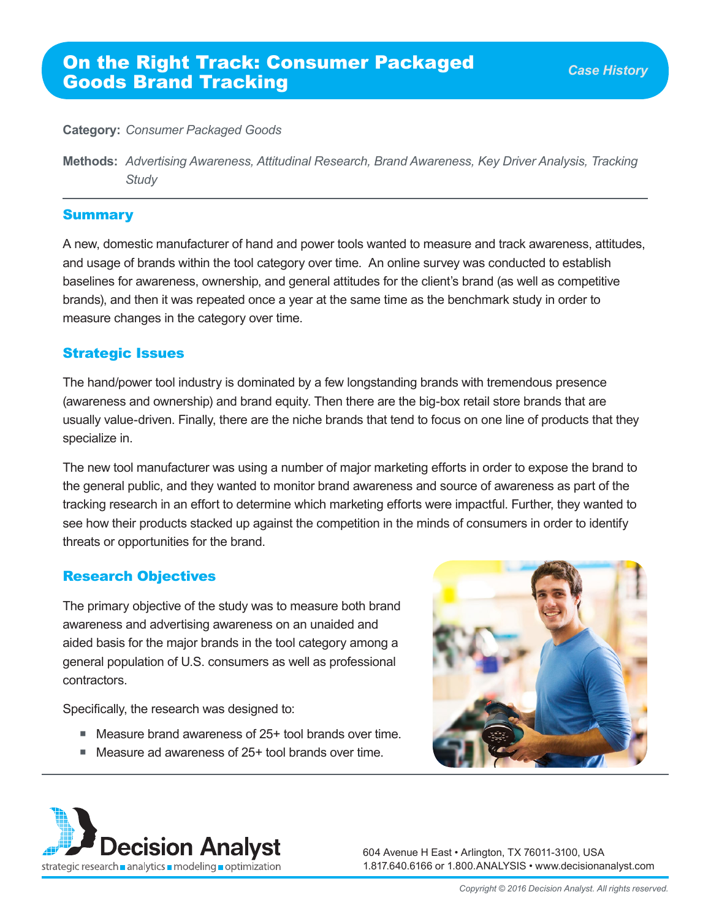# On the Right Track: Consumer Packaged Goods Brand Tracking

*Case History*

**Category:** *Consumer Packaged Goods*

**Methods:** *Advertising Awareness, Attitudinal Research, Brand Awareness, Key Driver Analysis, Tracking Study*

## Summary

A new, domestic manufacturer of hand and power tools wanted to measure and track awareness, attitudes, and usage of brands within the tool category over time. An online survey was conducted to establish baselines for awareness, ownership, and general attitudes for the client's brand (as well as competitive brands), and then it was repeated once a year at the same time as the benchmark study in order to measure changes in the category over time.

## Strategic Issues

The hand/power tool industry is dominated by a few longstanding brands with tremendous presence (awareness and ownership) and brand equity. Then there are the big-box retail store brands that are usually value-driven. Finally, there are the niche brands that tend to focus on one line of products that they specialize in.

The new tool manufacturer was using a number of major marketing efforts in order to expose the brand to the general public, and they wanted to monitor brand awareness and source of awareness as part of the tracking research in an effort to determine which marketing efforts were impactful. Further, they wanted to see how their products stacked up against the competition in the minds of consumers in order to identify threats or opportunities for the brand.

## Research Objectives

The primary objective of the study was to measure both brand awareness and advertising awareness on an unaided and aided basis for the major brands in the tool category among a general population of U.S. consumers as well as professional contractors.

Specifically, the research was designed to:

- Measure brand awareness of 25+ tool brands over time.
- Measure ad awareness of 25+ tool brands over time.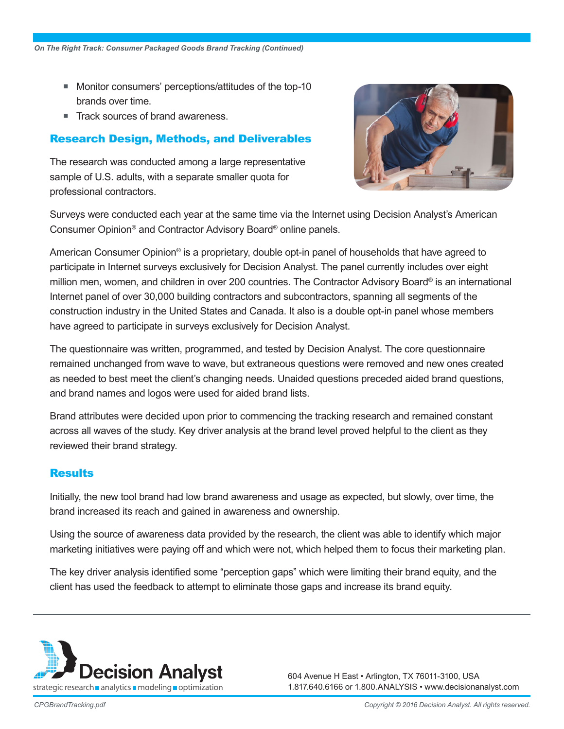- Monitor consumers' perceptions/attitudes of the top-10 brands over time.
- Track sources of brand awareness.

## Research Design, Methods, and Deliverables

The research was conducted among a large representative sample of U.S. adults, with a separate smaller quota for professional contractors.

Surveys were conducted each year at the same time via the Internet using Decision Analyst's American Consumer Opinion® and Contractor Advisory Board® online panels.

American Consumer Opinion® is a proprietary, double opt-in panel of households that have agreed to participate in Internet surveys exclusively for Decision Analyst. The panel currently includes over eight million men, women, and children in over 200 countries. The Contractor Advisory Board® is an international Internet panel of over 30,000 building contractors and subcontractors, spanning all segments of the construction industry in the United States and Canada. It also is a double opt-in panel whose members have agreed to participate in surveys exclusively for Decision Analyst.

The questionnaire was written, programmed, and tested by Decision Analyst. The core questionnaire remained unchanged from wave to wave, but extraneous questions were removed and new ones created as needed to best meet the client's changing needs. Unaided questions preceded aided brand questions, and brand names and logos were used for aided brand lists.

Brand attributes were decided upon prior to commencing the tracking research and remained constant across all waves of the study. Key driver analysis at the brand level proved helpful to the client as they reviewed their brand strategy.

## Results

Initially, the new tool brand had low brand awareness and usage as expected, but slowly, over time, the brand increased its reach and gained in awareness and ownership.

Using the source of awareness data provided by the research, the client was able to identify which major marketing initiatives were paying off and which were not, which helped them to focus their marketing plan.

The key driver analysis identified some "perception gaps" which were limiting their brand equity, and the client has used the feedback to attempt to eliminate those gaps and increase its brand equity.

---

**Decision Analyst**
strategic research ■ analytics ■ modeling ■ optimization

604 Avenue H East • Arlington, TX 76011-3100, USA
1.817.640.6166 or 1.800.ANALYSIS • www.decisionanalyst.com

*Copyright © 2016 Decision Analyst. All rights reserved.*